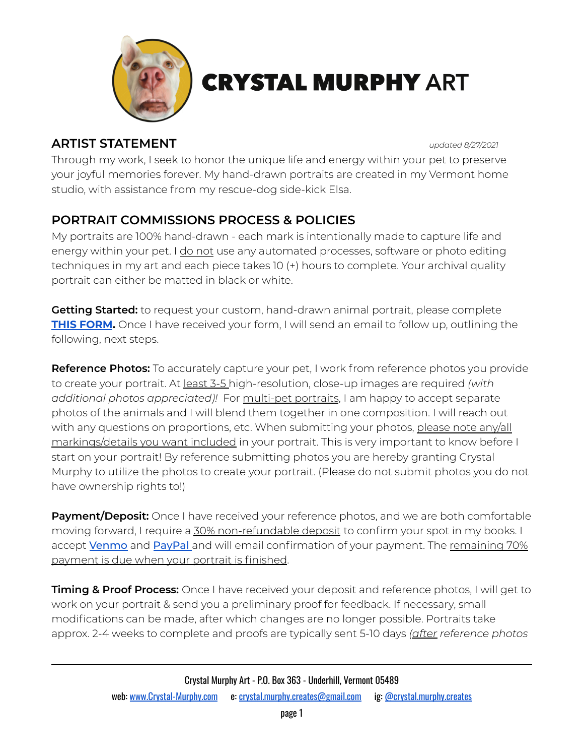# CRYSTAL MURPHY ART

## ARTIST STATEMENT

*updated 8/27/2021*

Through my work, I seek to honor the unique life and energy within your pet to preserve your joyful memories forever. My hand-drawn portraits are created in my Vermont home studio, with assistance from my rescue-dog side-kick Elsa.

## PORTRAIT COMMISSIONS PROCESS & POLICIES

My portraits are 100% hand-drawn - each mark is intentionally made to capture life and energy within your pet. I do not use any automated processes, software or photo editing techniques in my art and each piece takes 10 (+) hours to complete. Your archival quality portrait can either be matted in black or white.

**Getting Started:** to request your custom, hand-drawn animal portrait, please complete **THIS FORM.** Once I have received your form, I will send an email to follow up, outlining the following, next steps.

**Reference Photos:** To accurately capture your pet, I work from reference photos you provide to create your portrait. At least 3-5 high-resolution, close-up images are required *(with additional photos appreciated)!* For multi-pet portraits, I am happy to accept separate photos of the animals and I will blend them together in one composition. I will reach out with any questions on proportions, etc. When submitting your photos, please note any/all markings/details you want included in your portrait. This is very important to know before I start on your portrait! By reference submitting photos you are hereby granting Crystal Murphy to utilize the photos to create your portrait. (Please do not submit photos you do not have ownership rights to!)

**Payment/Deposit:** Once I have received your reference photos, and we are both comfortable moving forward, I require a 30% non-refundable deposit to confirm your spot in my books. I accept Venmo and PayPal and will email confirmation of your payment. The remaining 70% payment is due when your portrait is finished.

**Timing & Proof Process:** Once I have received your deposit and reference photos, I will get to work on your portrait & send you a preliminary proof for feedback. If necessary, small modifications can be made, after which changes are no longer possible. Portraits take approx. 2-4 weeks to complete and proofs are typically sent 5-10 days *(after reference photos*

Crystal Murphy Art - P.O. Box 363 - Underhill, Vermont 05489

web: www.Crystal-Murphy.com e: crystal.murphy.creates@gmail.com ig: @crystal.murphy.creates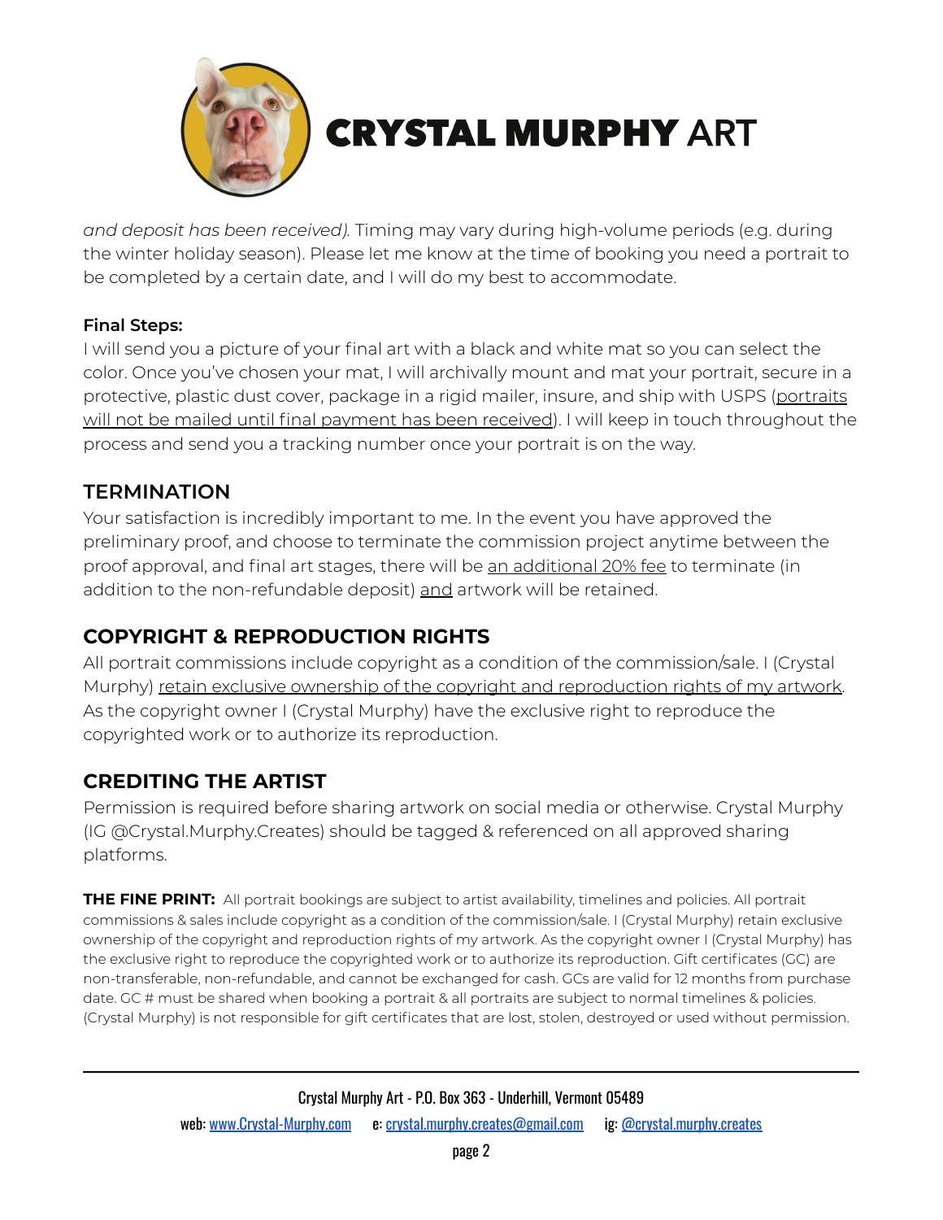*and deposit has been received).* Timing may vary during high-volume periods (e.g. during the winter holiday season). Please let me know at the time of booking you need a portrait to be completed by a certain date, and I will do my best to accommodate.

**Final Steps:**
I will send you a picture of your final art with a black and white mat so you can select the color. Once you've chosen your mat, I will archivally mount and mat your portrait, secure in a protective, plastic dust cover, package in a rigid mailer, insure, and ship with USPS (portraits will not be mailed until final payment has been received). I will keep in touch throughout the process and send you a tracking number once your portrait is on the way.

## TERMINATION

Your satisfaction is incredibly important to me. In the event you have approved the preliminary proof, and choose to terminate the commission project anytime between the proof approval, and final art stages, there will be an additional 20% fee to terminate (in addition to the non-refundable deposit) and artwork will be retained.

## COPYRIGHT & REPRODUCTION RIGHTS

All portrait commissions include copyright as a condition of the commission/sale. I (Crystal Murphy) retain exclusive ownership of the copyright and reproduction rights of my artwork. As the copyright owner I (Crystal Murphy) have the exclusive right to reproduce the copyrighted work or to authorize its reproduction.

## CREDITING THE ARTIST

Permission is required before sharing artwork on social media or otherwise. Crystal Murphy (IG @Crystal.Murphy.Creates) should be tagged & referenced on all approved sharing platforms.

**THE FINE PRINT:** All portrait bookings are subject to artist availability, timelines and policies. All portrait commissions & sales include copyright as a condition of the commission/sale. I (Crystal Murphy) retain exclusive ownership of the copyright and reproduction rights of my artwork. As the copyright owner I (Crystal Murphy) has the exclusive right to reproduce the copyrighted work or to authorize its reproduction. Gift certificates (GC) are non-transferable, non-refundable, and cannot be exchanged for cash. GCs are valid for 12 months from purchase date. GC # must be shared when booking a portrait & all portraits are subject to normal timelines & policies. (Crystal Murphy) is not responsible for gift certificates that are lost, stolen, destroyed or used without permission.

Crystal Murphy Art - P.O. Box 363 - Underhill, Vermont 05489

web: www.Crystal-Murphy.com e: crystal.murphy.creates@gmail.com ig: @crystal.murphy.creates